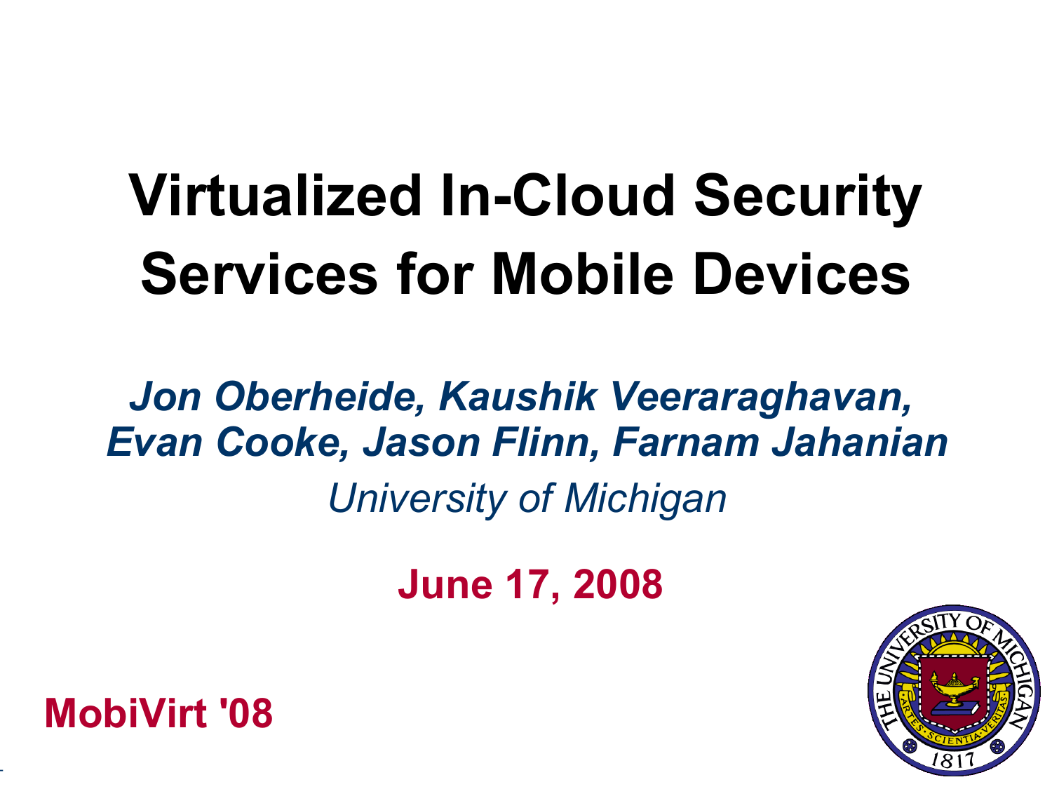# Virtualized In-Cloud Security Services for Mobile Devices

***Jon Oberheide, Kaushik Veeraraghavan, Evan Cooke, Jason Flinn, Farnam Jahanian***

*University of Michigan*

**June 17, 2008**

**MobiVirt '08**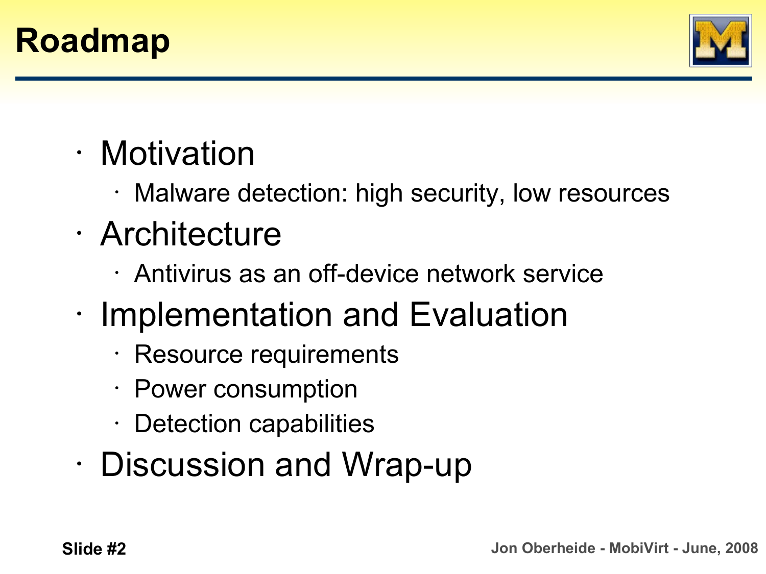# Roadmap

- Motivation
  - Malware detection: high security, low resources
- Architecture
  - Antivirus as an off-device network service
- Implementation and Evaluation
  - Resource requirements
  - Power consumption
  - Detection capabilities
- Discussion and Wrap-up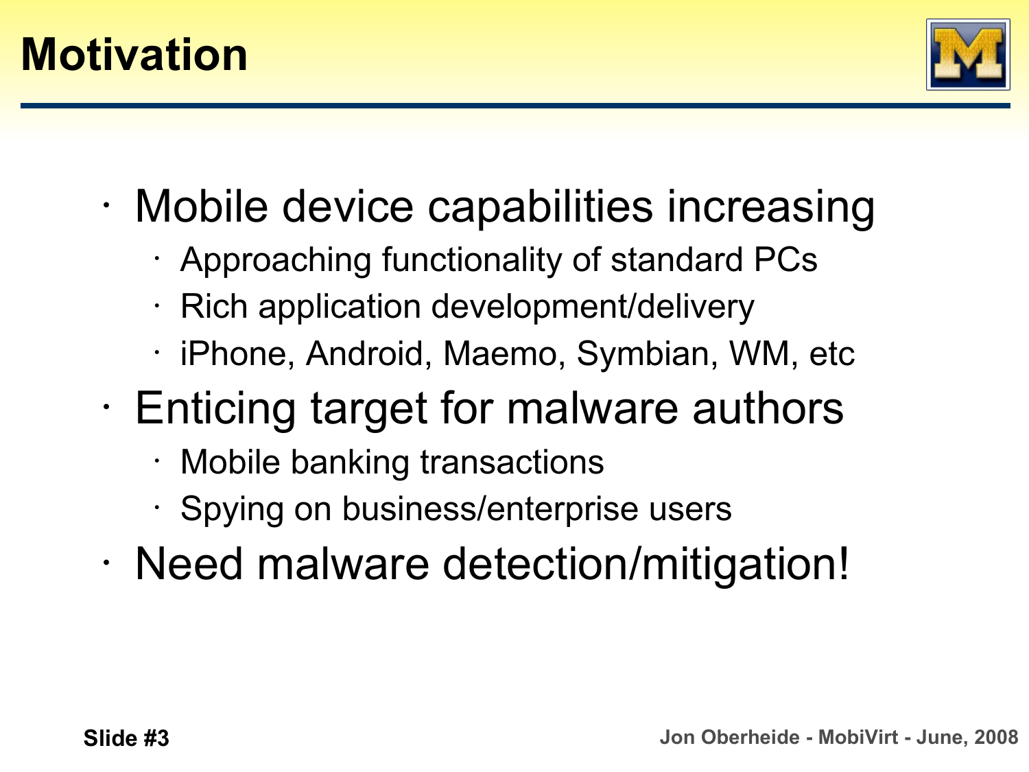# Motivation

- Mobile device capabilities increasing
  - Approaching functionality of standard PCs
  - Rich application development/delivery
  - iPhone, Android, Maemo, Symbian, WM, etc
- Enticing target for malware authors
  - Mobile banking transactions
  - Spying on business/enterprise users
- Need malware detection/mitigation!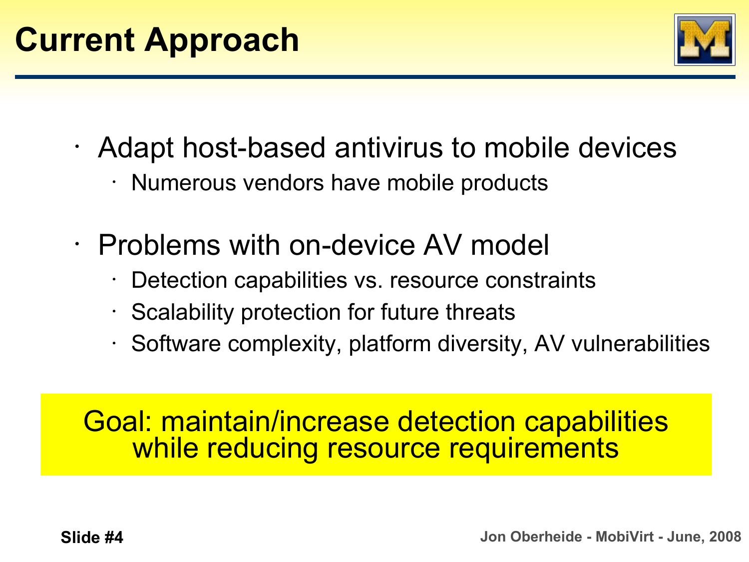# Current Approach

- Adapt host-based antivirus to mobile devices
  - Numerous vendors have mobile products
- Problems with on-device AV model
  - Detection capabilities vs. resource constraints
  - Scalability protection for future threats
  - Software complexity, platform diversity, AV vulnerabilities

**Goal: maintain/increase detection capabilities while reducing resource requirements**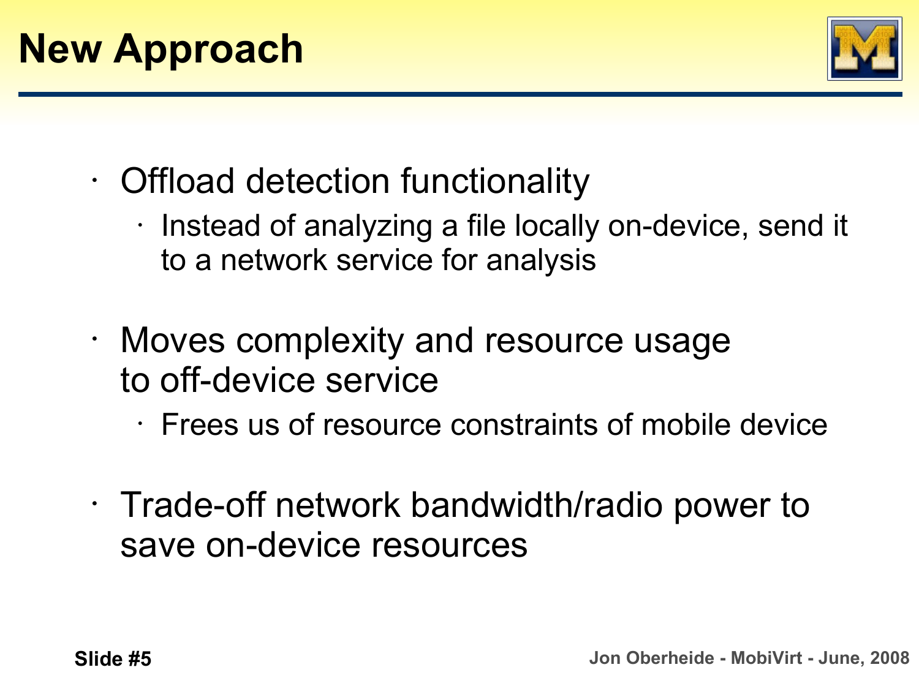# New Approach

- Offload detection functionality
  - Instead of analyzing a file locally on-device, send it to a network service for analysis
- Moves complexity and resource usage to off-device service
  - Frees us of resource constraints of mobile device
- Trade-off network bandwidth/radio power to save on-device resources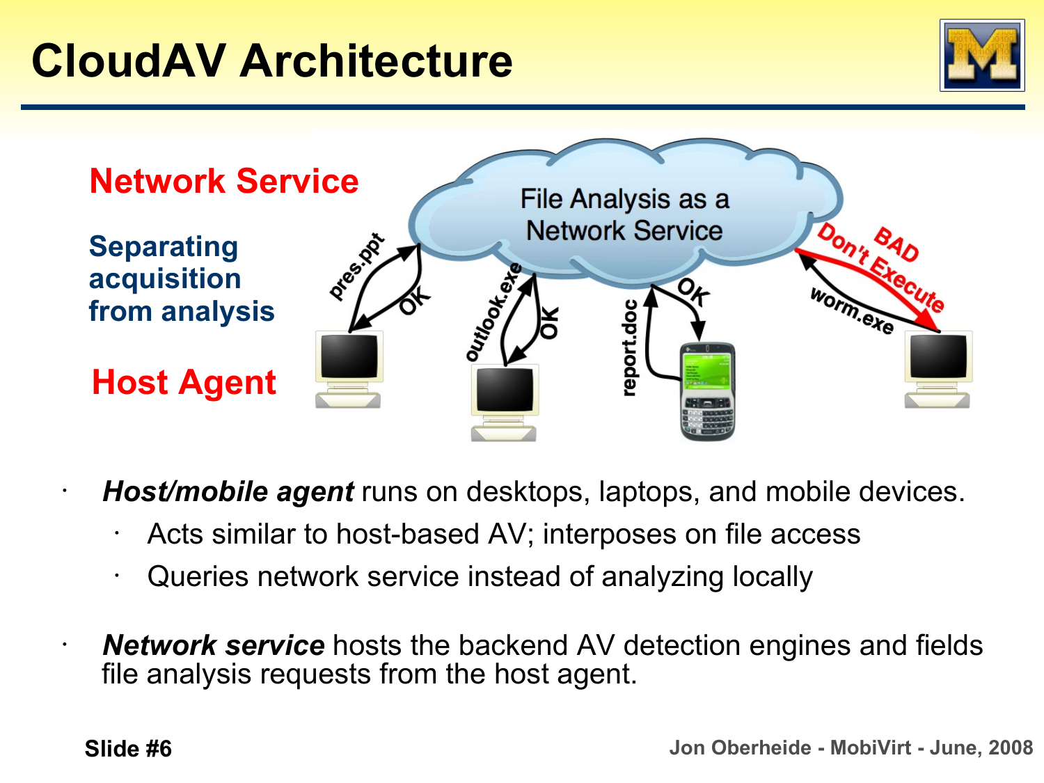# CloudAV Architecture

**Network Service**

**Separating acquisition from analysis**

**Host Agent**

File Analysis as a Network Service

pres.ppt — OK

outlook.exe — OK

report.doc — OK

worm.exe — BAD Don't Execute

- ***Host/mobile agent*** runs on desktops, laptops, and mobile devices.
  - Acts similar to host-based AV; interposes on file access
  - Queries network service instead of analyzing locally
- ***Network service*** hosts the backend AV detection engines and fields file analysis requests from the host agent.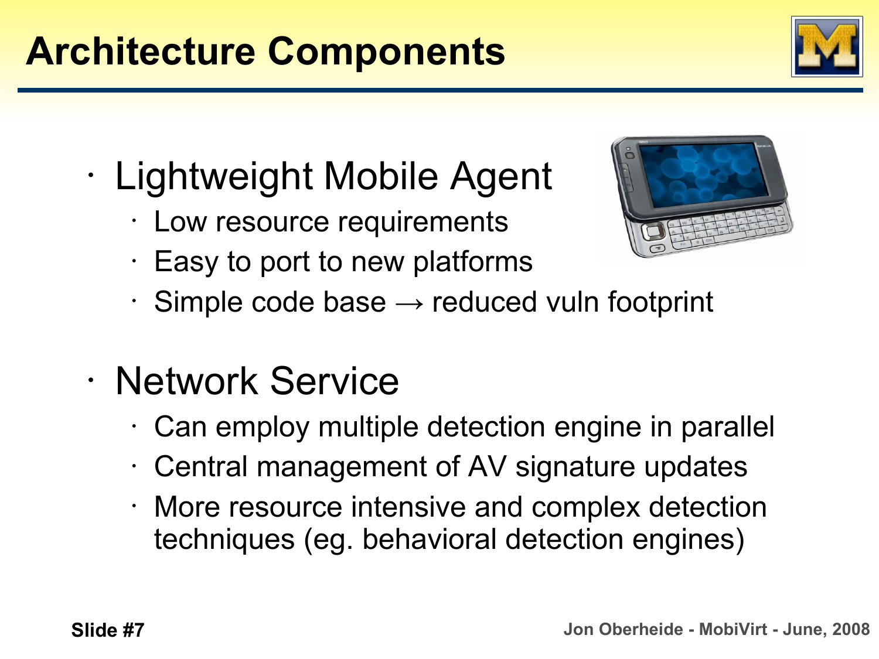# Architecture Components

- Lightweight Mobile Agent
  - Low resource requirements
  - Easy to port to new platforms
  - Simple code base → reduced vuln footprint
- Network Service
  - Can employ multiple detection engine in parallel
  - Central management of AV signature updates
  - More resource intensive and complex detection techniques (eg. behavioral detection engines)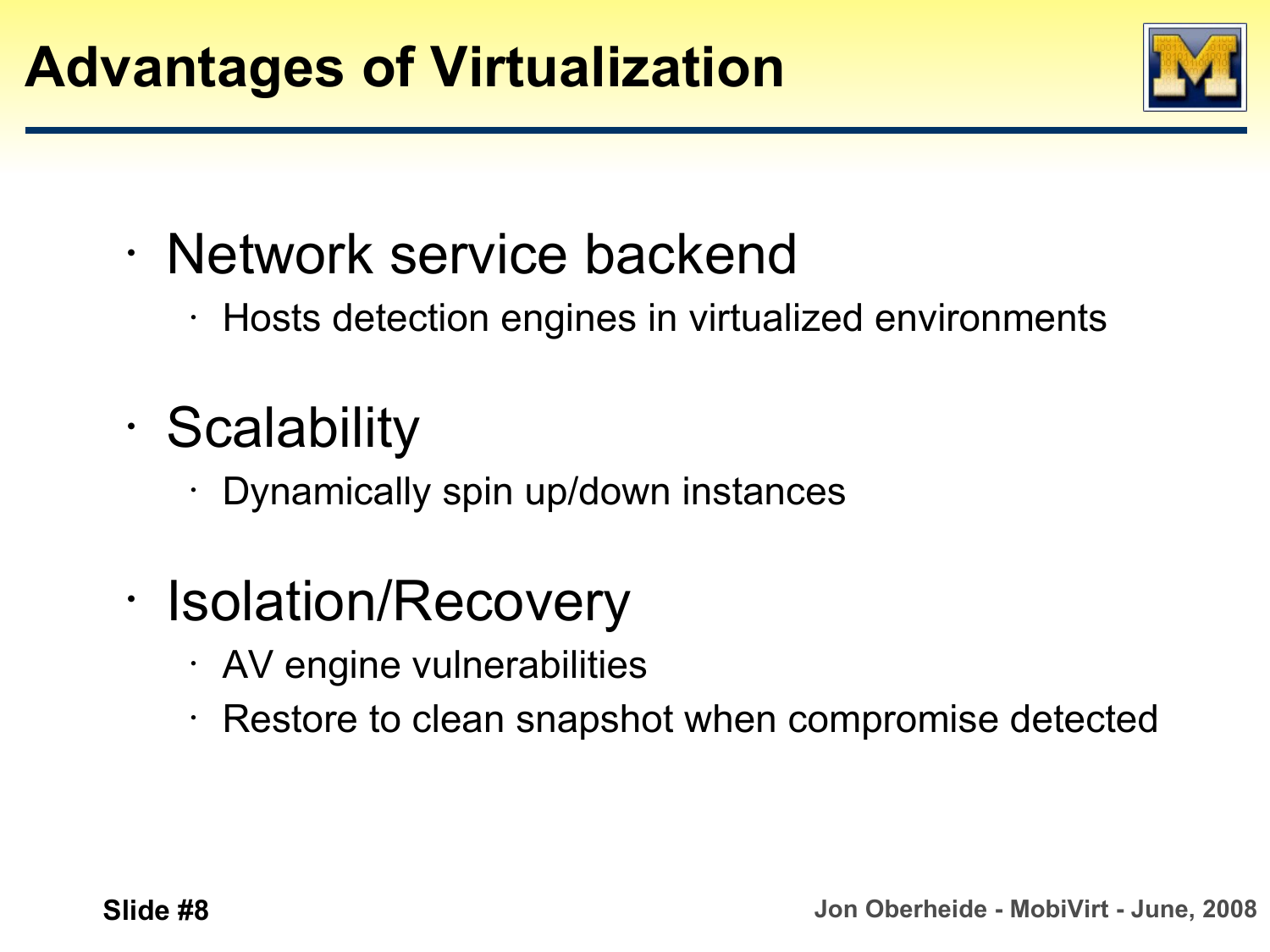# Advantages of Virtualization

- Network service backend
  - Hosts detection engines in virtualized environments
- Scalability
  - Dynamically spin up/down instances
- Isolation/Recovery
  - AV engine vulnerabilities
  - Restore to clean snapshot when compromise detected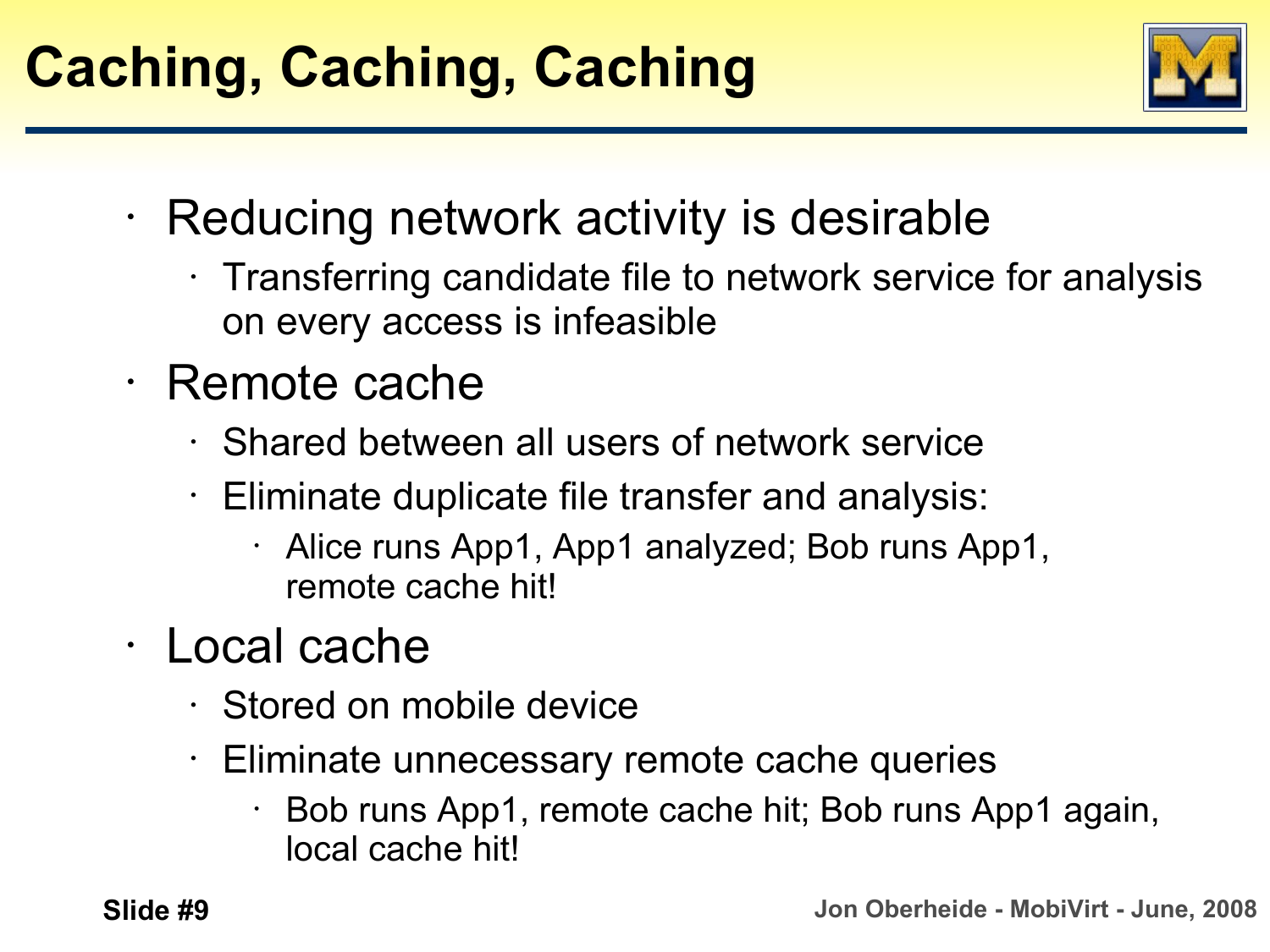# Caching, Caching, Caching

- Reducing network activity is desirable
  - Transferring candidate file to network service for analysis on every access is infeasible
- Remote cache
  - Shared between all users of network service
  - Eliminate duplicate file transfer and analysis:
    - Alice runs App1, App1 analyzed; Bob runs App1, remote cache hit!
- Local cache
  - Stored on mobile device
  - Eliminate unnecessary remote cache queries
    - Bob runs App1, remote cache hit; Bob runs App1 again, local cache hit!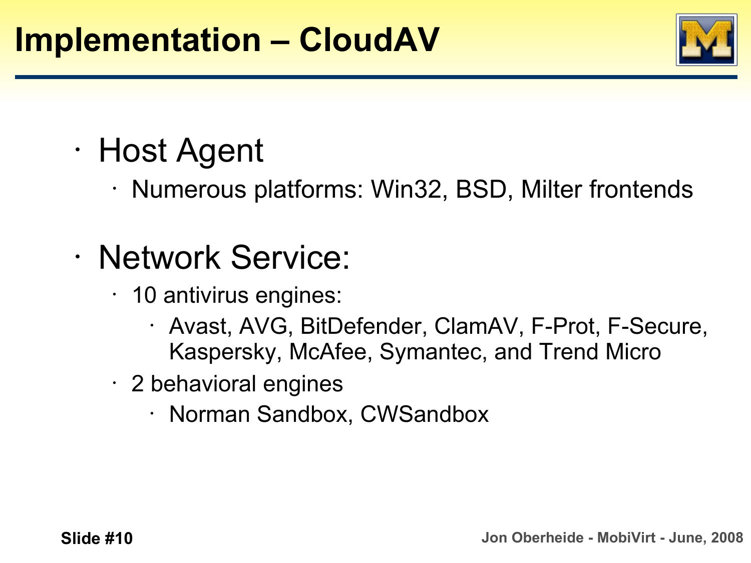# Implementation – CloudAV

- Host Agent
  - Numerous platforms: Win32, BSD, Milter frontends
- Network Service:
  - 10 antivirus engines:
    - Avast, AVG, BitDefender, ClamAV, F-Prot, F-Secure, Kaspersky, McAfee, Symantec, and Trend Micro
  - 2 behavioral engines
    - Norman Sandbox, CWSandbox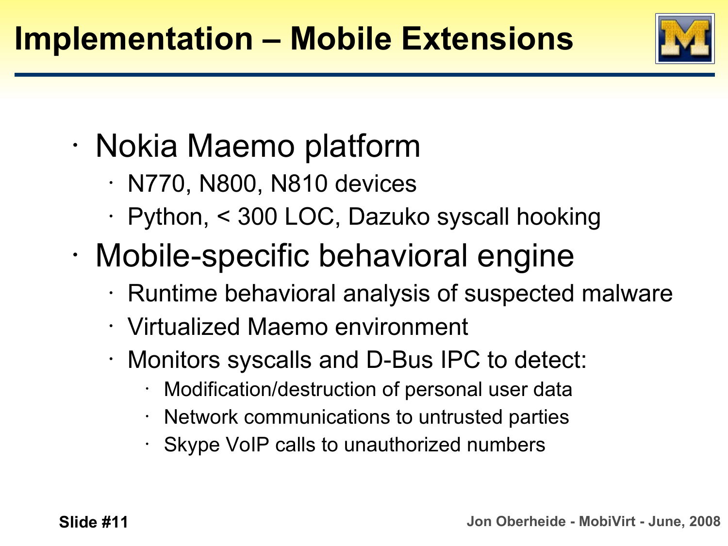# Implementation – Mobile Extensions

- Nokia Maemo platform
  - N770, N800, N810 devices
  - Python, < 300 LOC, Dazuko syscall hooking
- Mobile-specific behavioral engine
  - Runtime behavioral analysis of suspected malware
  - Virtualized Maemo environment
  - Monitors syscalls and D-Bus IPC to detect:
    - Modification/destruction of personal user data
    - Network communications to untrusted parties
    - Skype VoIP calls to unauthorized numbers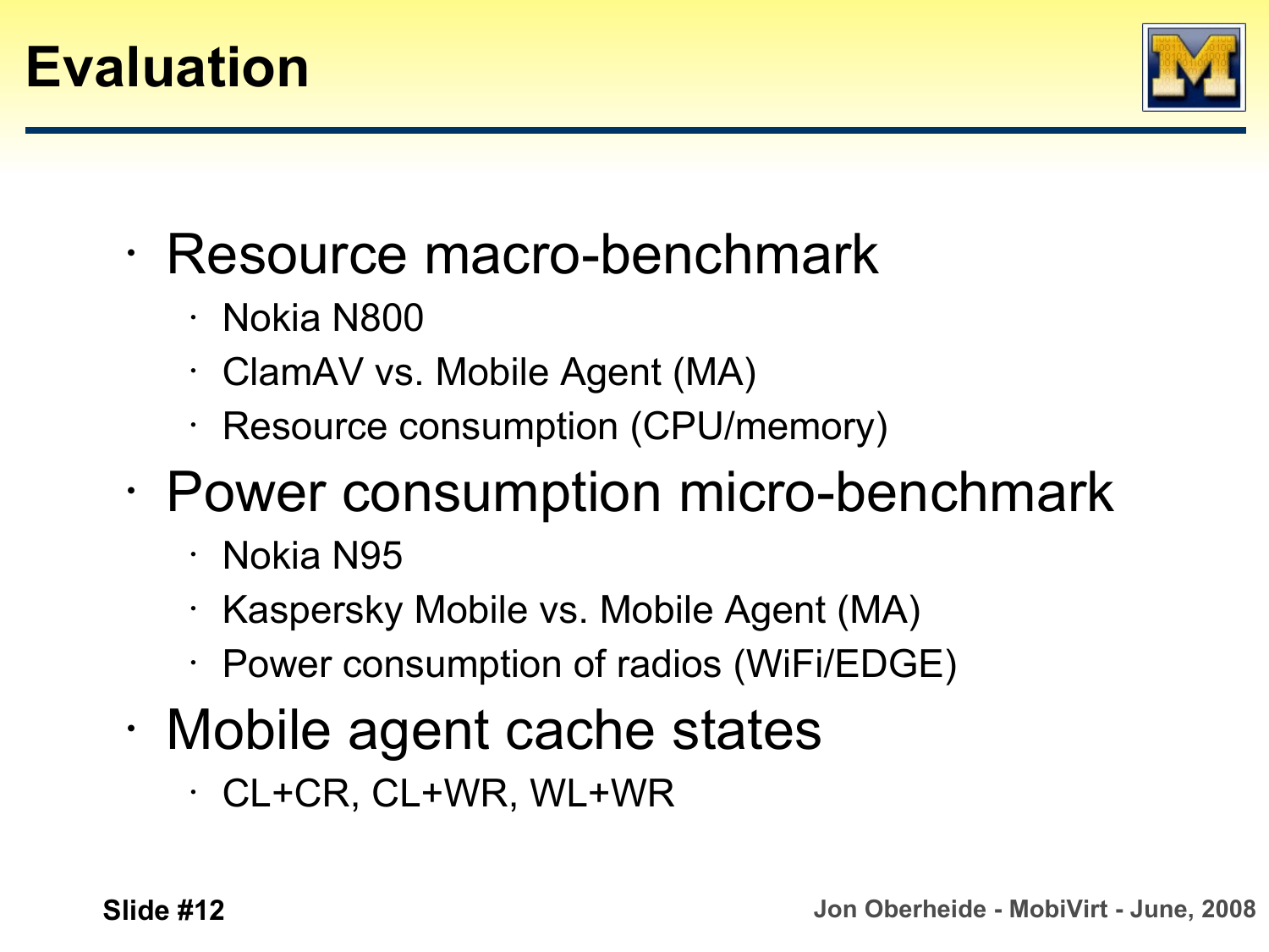# Evaluation

- Resource macro-benchmark
  - Nokia N800
  - ClamAV vs. Mobile Agent (MA)
  - Resource consumption (CPU/memory)
- Power consumption micro-benchmark
  - Nokia N95
  - Kaspersky Mobile vs. Mobile Agent (MA)
  - Power consumption of radios (WiFi/EDGE)
- Mobile agent cache states
  - CL+CR, CL+WR, WL+WR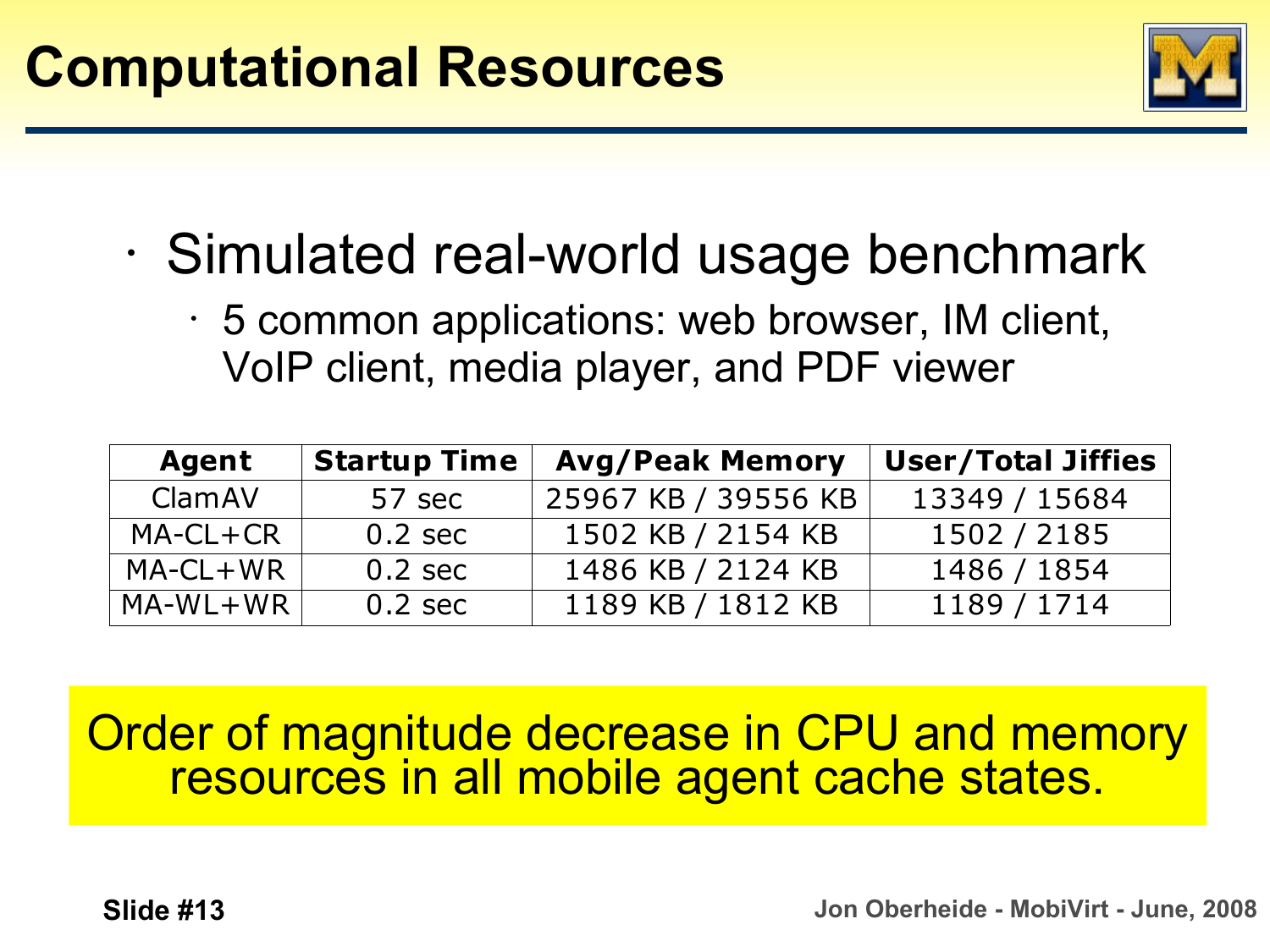# Computational Resources

- Simulated real-world usage benchmark
  - 5 common applications: web browser, IM client, VoIP client, media player, and PDF viewer

| Agent | Startup Time | Avg/Peak Memory | User/Total Jiffies |
|---|---|---|---|
| ClamAV | 57 sec | 25967 KB / 39556 KB | 13349 / 15684 |
| MA-CL+CR | 0.2 sec | 1502 KB / 2154 KB | 1502 / 2185 |
| MA-CL+WR | 0.2 sec | 1486 KB / 2124 KB | 1486 / 1854 |
| MA-WL+WR | 0.2 sec | 1189 KB / 1812 KB | 1189 / 1714 |

Order of magnitude decrease in CPU and memory resources in all mobile agent cache states.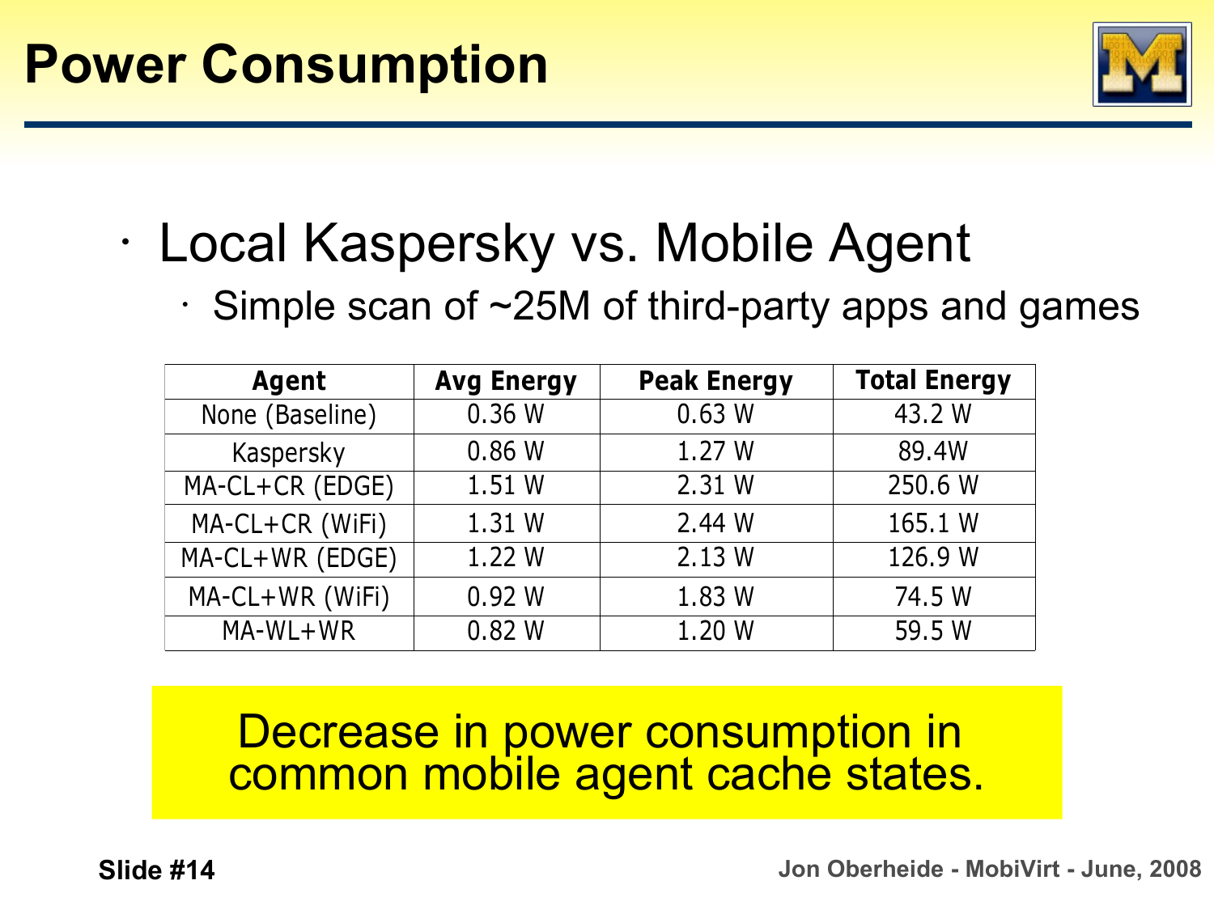# Power Consumption

- Local Kaspersky vs. Mobile Agent
  - Simple scan of ~25M of third-party apps and games

| Agent | Avg Energy | Peak Energy | Total Energy |
|---|---|---|---|
| None (Baseline) | 0.36 W | 0.63 W | 43.2 W |
| Kaspersky | 0.86 W | 1.27 W | 89.4W |
| MA-CL+CR (EDGE) | 1.51 W | 2.31 W | 250.6 W |
| MA-CL+CR (WiFi) | 1.31 W | 2.44 W | 165.1 W |
| MA-CL+WR (EDGE) | 1.22 W | 2.13 W | 126.9 W |
| MA-CL+WR (WiFi) | 0.92 W | 1.83 W | 74.5 W |
| MA-WL+WR | 0.82 W | 1.20 W | 59.5 W |

Decrease in power consumption in common mobile agent cache states.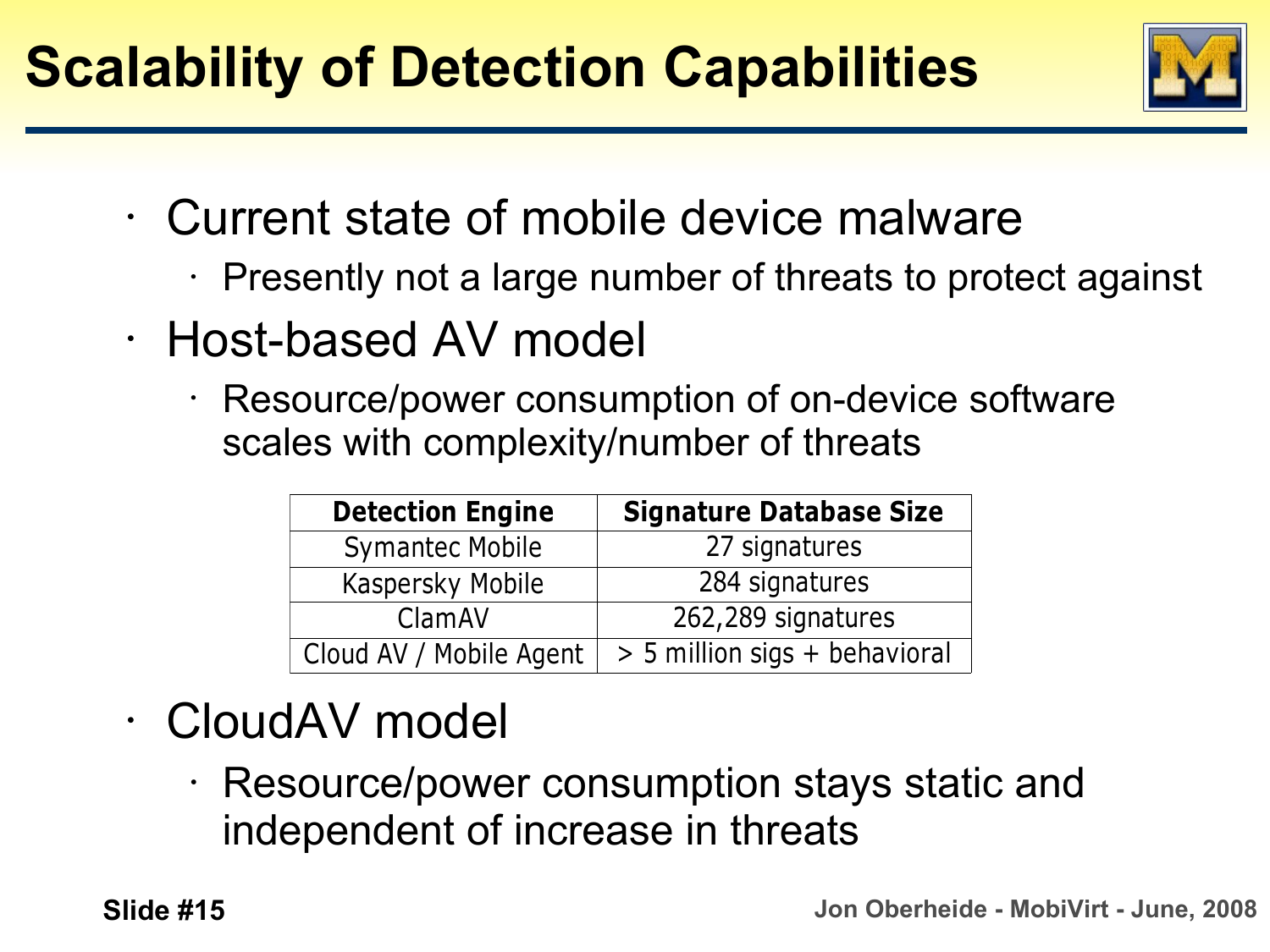# Scalability of Detection Capabilities

- Current state of mobile device malware
  - Presently not a large number of threats to protect against
- Host-based AV model
  - Resource/power consumption of on-device software scales with complexity/number of threats

| Detection Engine | Signature Database Size |
|---|---|
| Symantec Mobile | 27 signatures |
| Kaspersky Mobile | 284 signatures |
| ClamAV | 262,289 signatures |
| Cloud AV / Mobile Agent | > 5 million sigs + behavioral |

- CloudAV model
  - Resource/power consumption stays static and independent of increase in threats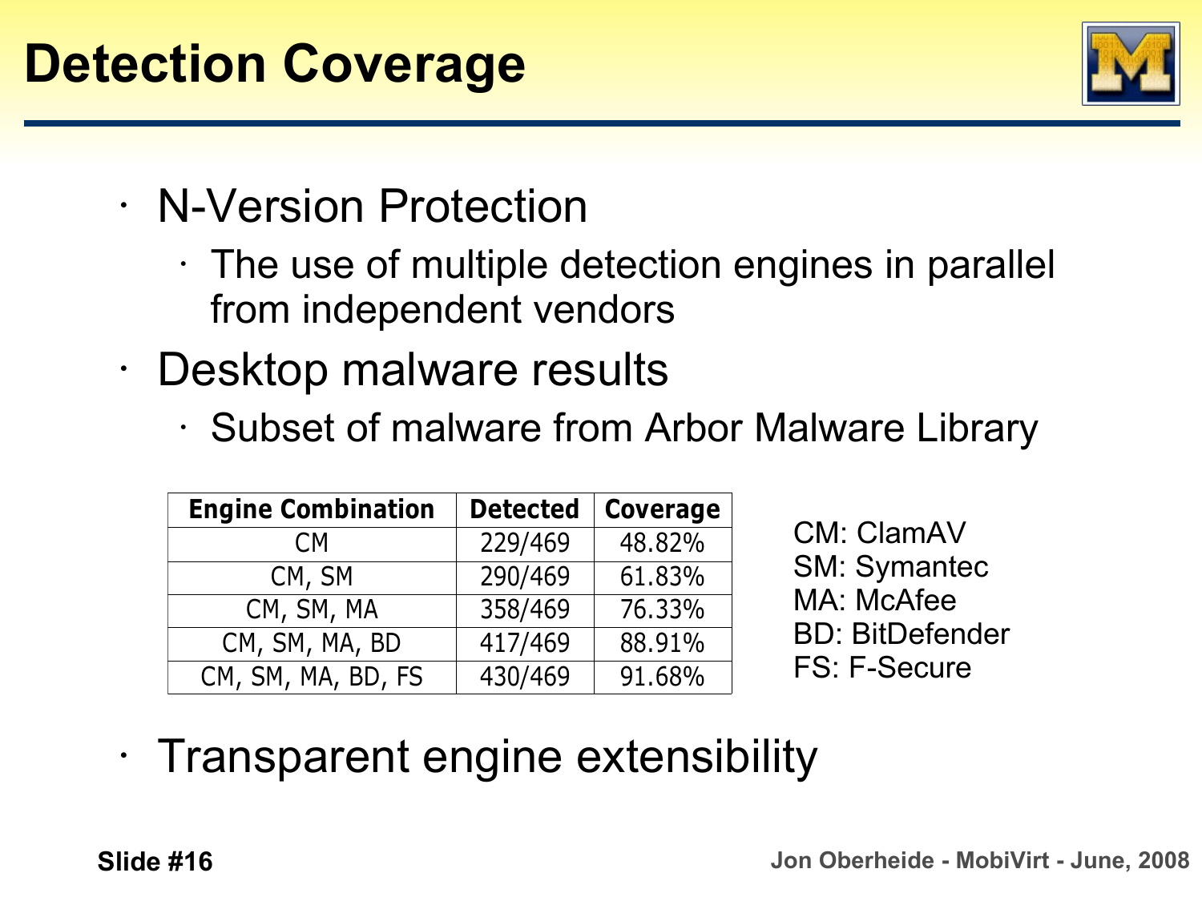# Detection Coverage

- N-Version Protection
  - The use of multiple detection engines in parallel from independent vendors
- Desktop malware results
  - Subset of malware from Arbor Malware Library

| Engine Combination | Detected | Coverage |
|---|---|---|
| CM | 229/469 | 48.82% |
| CM, SM | 290/469 | 61.83% |
| CM, SM, MA | 358/469 | 76.33% |
| CM, SM, MA, BD | 417/469 | 88.91% |
| CM, SM, MA, BD, FS | 430/469 | 91.68% |

CM: ClamAV
SM: Symantec
MA: McAfee
BD: BitDefender
FS: F-Secure

- Transparent engine extensibility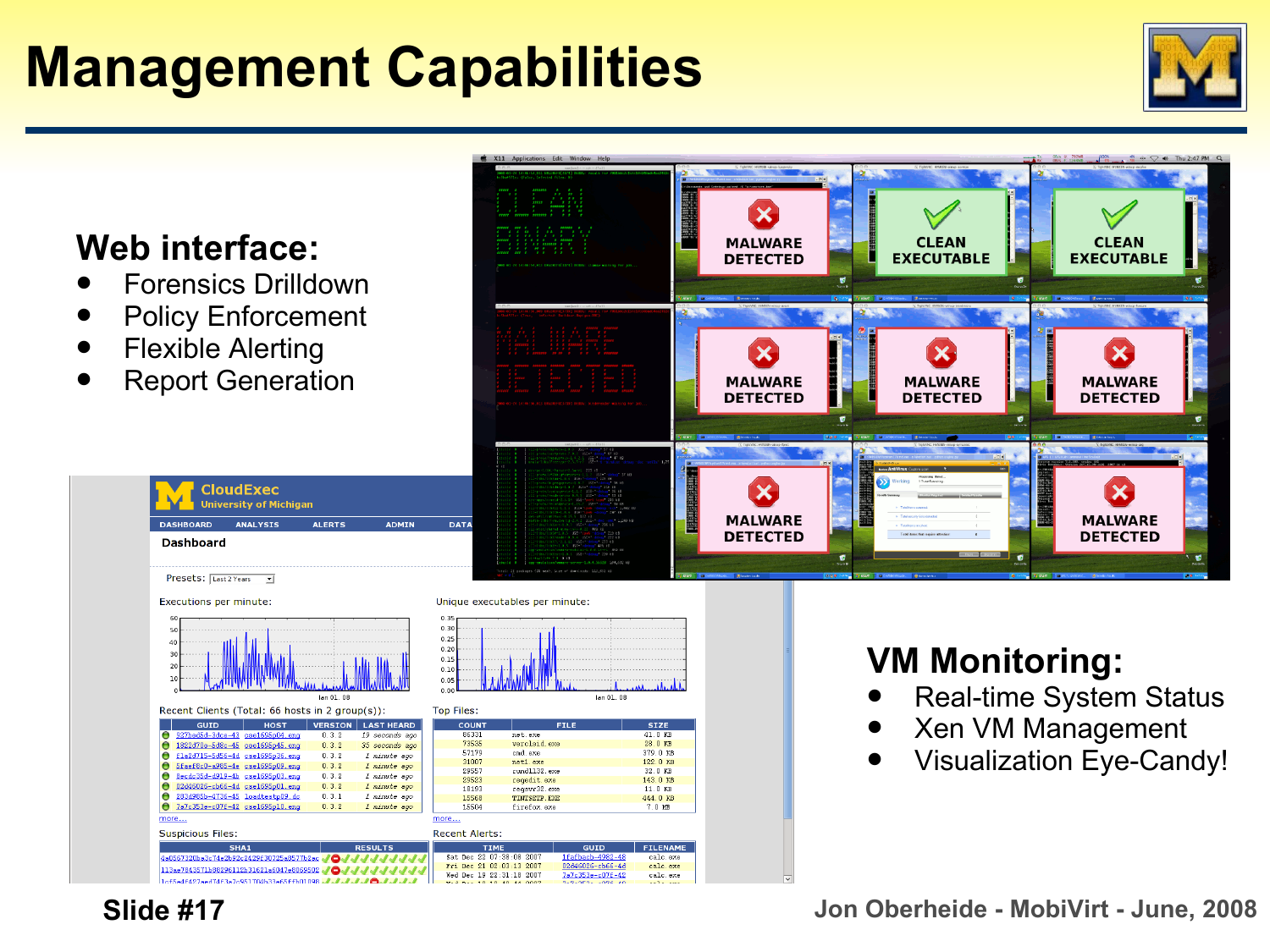# Management Capabilities

## Web interface:

- Forensics Drilldown
- Policy Enforcement
- Flexible Alerting
- Report Generation

## VM Monitoring:

- Real-time System Status
- Xen VM Management
- Visualization Eye-Candy!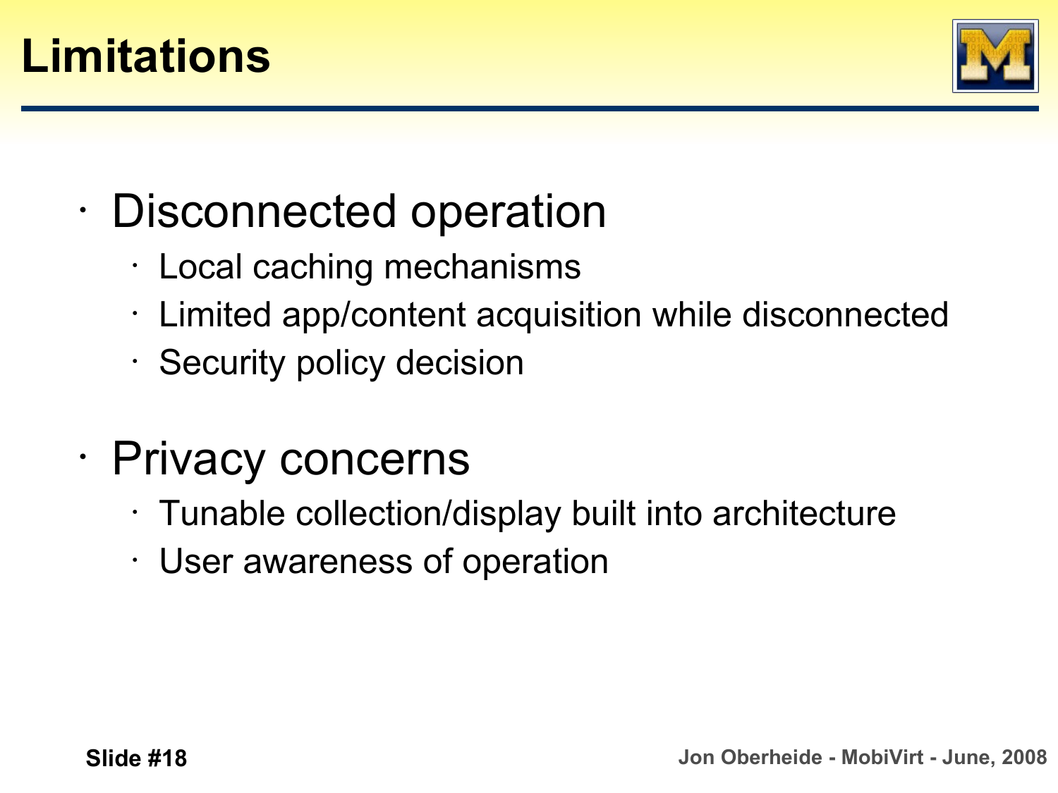# Limitations

- Disconnected operation
  - Local caching mechanisms
  - Limited app/content acquisition while disconnected
  - Security policy decision
- Privacy concerns
  - Tunable collection/display built into architecture
  - User awareness of operation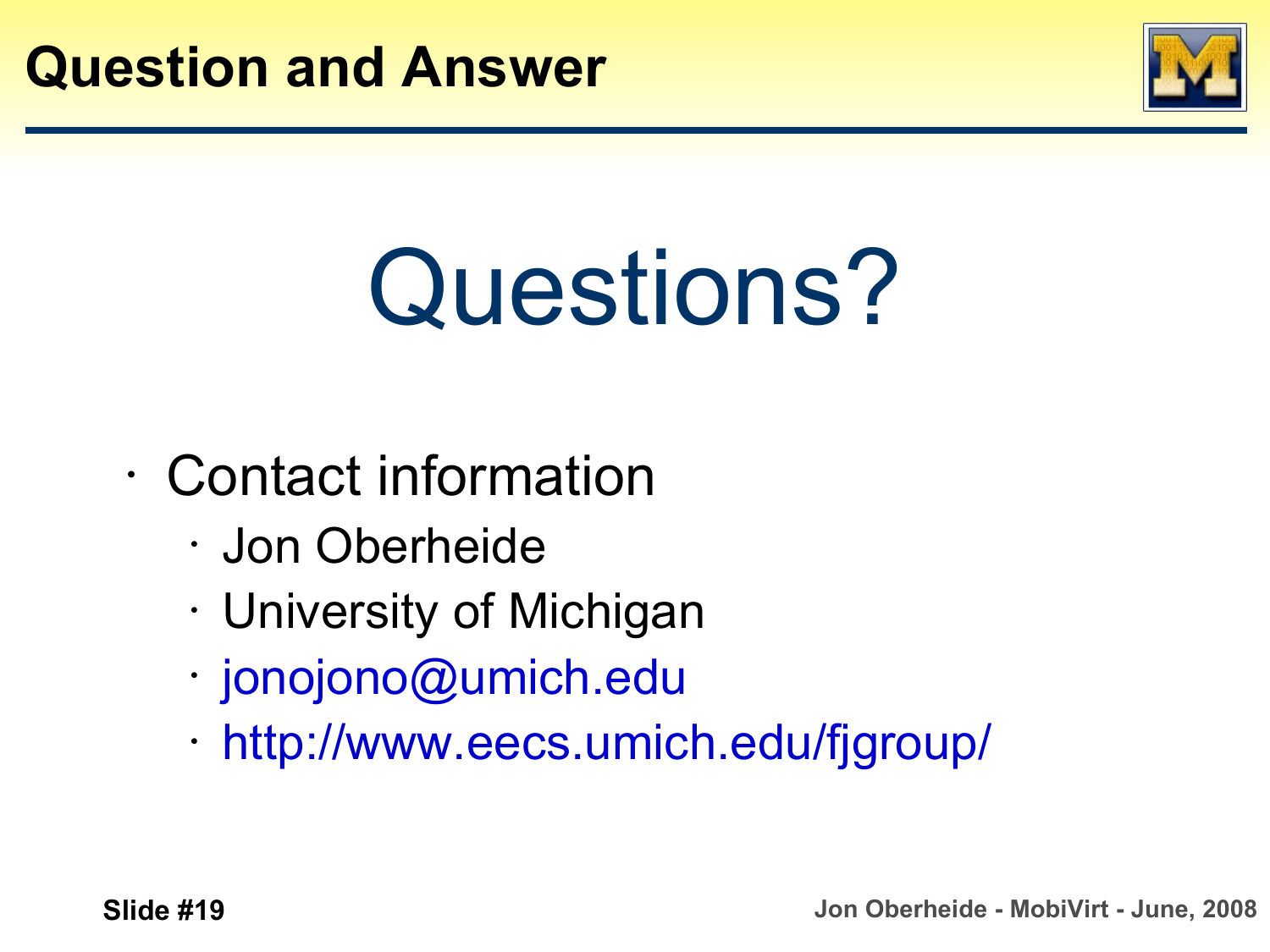# Question and Answer

## Questions?

- Contact information
  - Jon Oberheide
  - University of Michigan
  - jonojono@umich.edu
  - http://www.eecs.umich.edu/fjgroup/